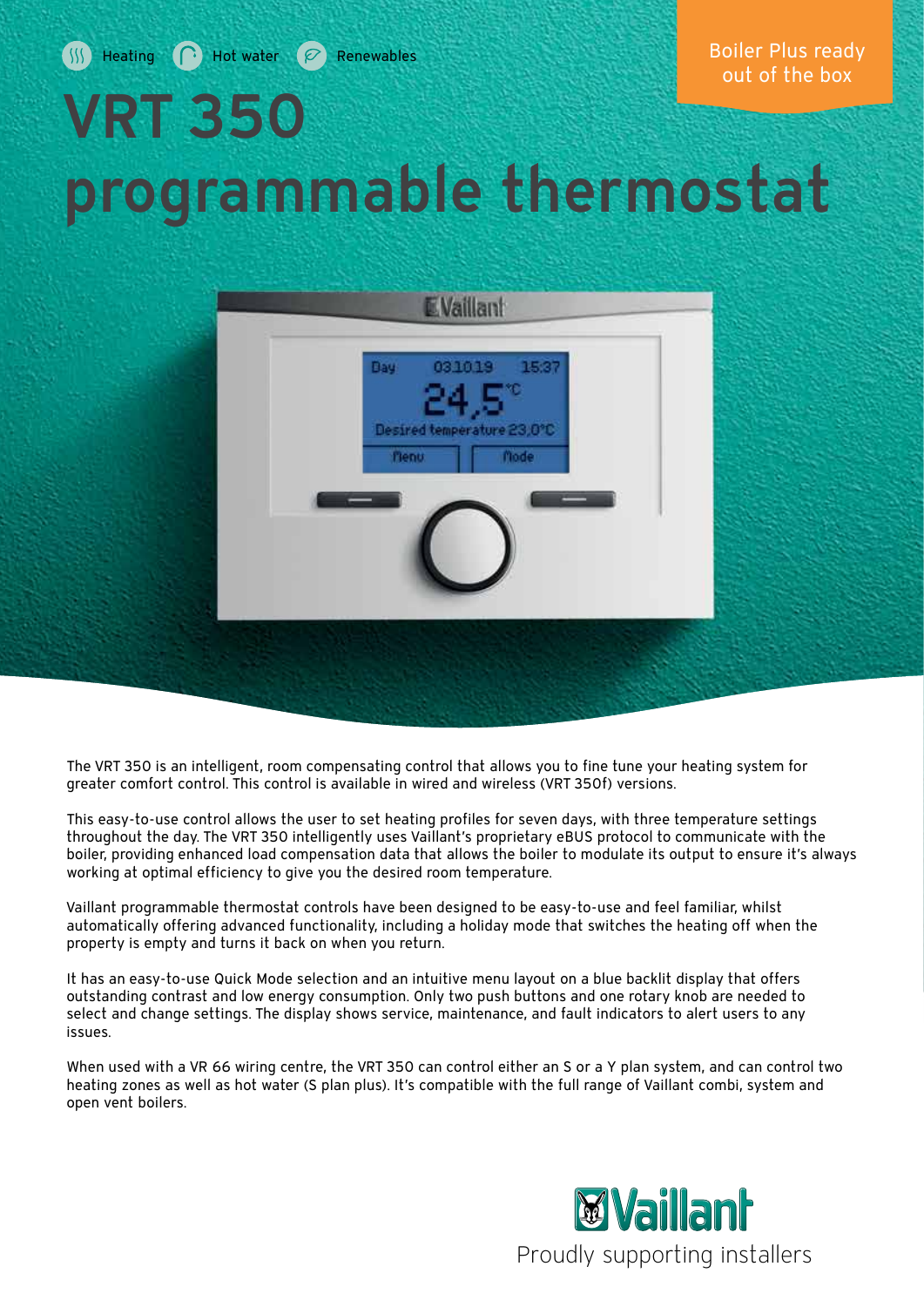Heating Hot water Renewables

Boiler Plus ready out of the box

# VRT 350 programmable thermostat

The VRT 350 is an intelligent, room compensating control that allows you to fine tune your heating system for greater comfort control. This control is available in wired and wireless (VRT 350f) versions.

This easy-to-use control allows the user to set heating profiles for seven days, with three temperature settings throughout the day. The VRT 350 intelligently uses Vaillant's proprietary eBUS protocol to communicate with the boiler, providing enhanced load compensation data that allows the boiler to modulate its output to ensure it's always working at optimal efficiency to give you the desired room temperature.

Vaillant programmable thermostat controls have been designed to be easy-to-use and feel familiar, whilst automatically offering advanced functionality, including a holiday mode that switches the heating off when the property is empty and turns it back on when you return.

It has an easy-to-use Quick Mode selection and an intuitive menu layout on a blue backlit display that offers outstanding contrast and low energy consumption. Only two push buttons and one rotary knob are needed to select and change settings. The display shows service, maintenance, and fault indicators to alert users to any issues.

When used with a VR 66 wiring centre, the VRT 350 can control either an S or a Y plan system, and can control two heating zones as well as hot water (S plan plus). It's compatible with the full range of Vaillant combi, system and open vent boilers.

Vaillant

Proudly supporting installers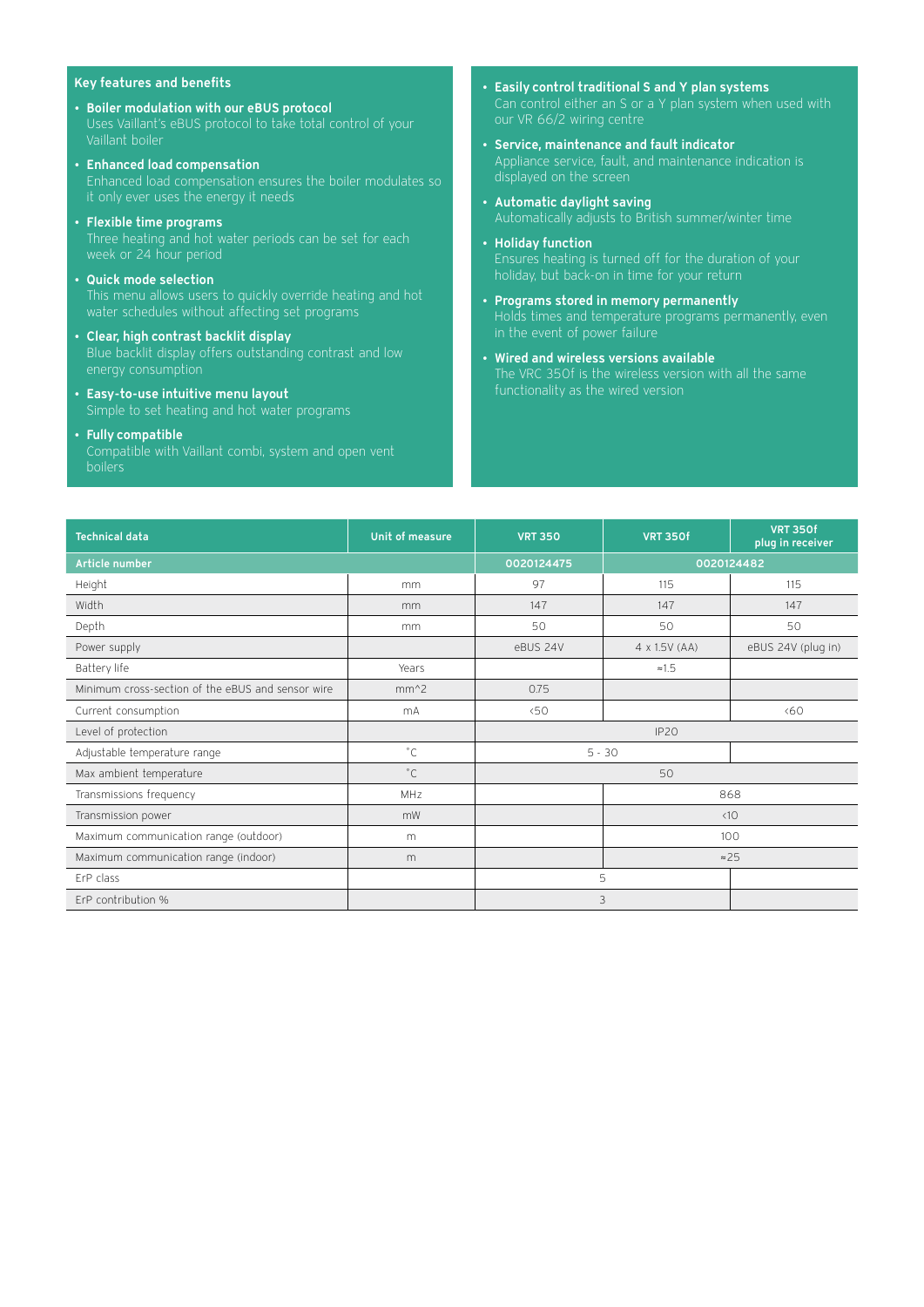## Key features and benefits

- **Boiler modulation with our eBUS protocol**
  Uses Vaillant's eBUS protocol to take total control of your Vaillant boiler
- **Enhanced load compensation**
  Enhanced load compensation ensures the boiler modulates so it only ever uses the energy it needs
- **Flexible time programs**
  Three heating and hot water periods can be set for each week or 24 hour period
- **Quick mode selection**
  This menu allows users to quickly override heating and hot water schedules without affecting set programs
- **Clear, high contrast backlit display**
  Blue backlit display offers outstanding contrast and low energy consumption
- **Easy-to-use intuitive menu layout**
  Simple to set heating and hot water programs
- **Fully compatible**
  Compatible with Vaillant combi, system and open vent boilers
- **Easily control traditional S and Y plan systems**
  Can control either an S or a Y plan system when used with our VR 66/2 wiring centre
- **Service, maintenance and fault indicator**
  Appliance service, fault, and maintenance indication is displayed on the screen
- **Automatic daylight saving**
  Automatically adjusts to British summer/winter time
- **Holiday function**
  Ensures heating is turned off for the duration of your holiday, but back-on in time for your return
- **Programs stored in memory permanently**
  Holds times and temperature programs permanently, even in the event of power failure
- **Wired and wireless versions available**
  The VRC 350f is the wireless version with all the same functionality as the wired version

| Technical data | Unit of measure | VRT 350 | VRT 350f | VRT 350f plug in receiver |
|---|---|---|---|---|
| Article number | | 0020124475 | 0020124482 | |
| Height | mm | 97 | 115 | 115 |
| Width | mm | 147 | 147 | 147 |
| Depth | mm | 50 | 50 | 50 |
| Power supply | | eBUS 24V | 4 x 1.5V (AA) | eBUS 24V (plug in) |
| Battery life | Years | | ≈1.5 | |
| Minimum cross-section of the eBUS and sensor wire | mm^2 | 0.75 | | |
| Current consumption | mA | <50 | | <60 |
| Level of protection | | IP20 | | |
| Adjustable temperature range | °C | 5 - 30 | | |
| Max ambient temperature | °C | 50 | | |
| Transmissions frequency | MHz | | 868 | |
| Transmission power | mW | | <10 | |
| Maximum communication range (outdoor) | m | | 100 | |
| Maximum communication range (indoor) | m | | ≈25 | |
| ErP class | | 5 | | |
| ErP contribution % | | 3 | | |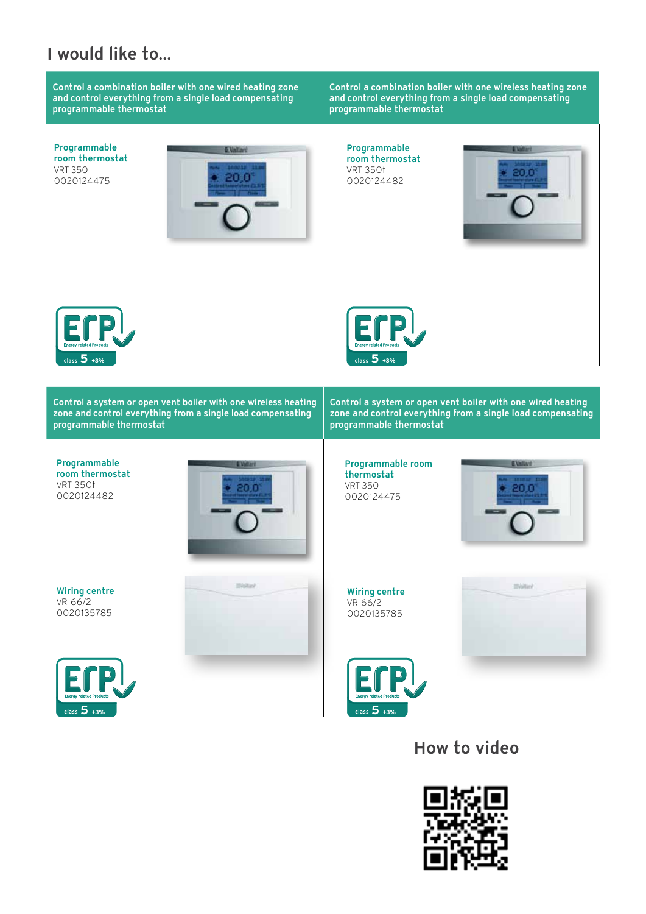## I would like to...

### Control a combination boiler with one wired heating zone and control everything from a single load compensating programmable thermostat

**Programmable room thermostat**
VRT 350
0020124475

ErP Energy-related Products class 5 +3%

### Control a combination boiler with one wireless heating zone and control everything from a single load compensating programmable thermostat

**Programmable room thermostat**
VRT 350f
0020124482

ErP Energy-related Products class 5 +3%

### Control a system or open vent boiler with one wireless heating zone and control everything from a single load compensating programmable thermostat

**Programmable room thermostat**
VRT 350f
0020124482

**Wiring centre**
VR 66/2
0020135785

ErP Energy-related Products class 5 +3%

### Control a system or open vent boiler with one wired heating zone and control everything from a single load compensating programmable thermostat

**Programmable room thermostat**
VRT 350
0020124475

**Wiring centre**
VR 66/2
0020135785

ErP Energy-related Products class 5 +3%

## How to video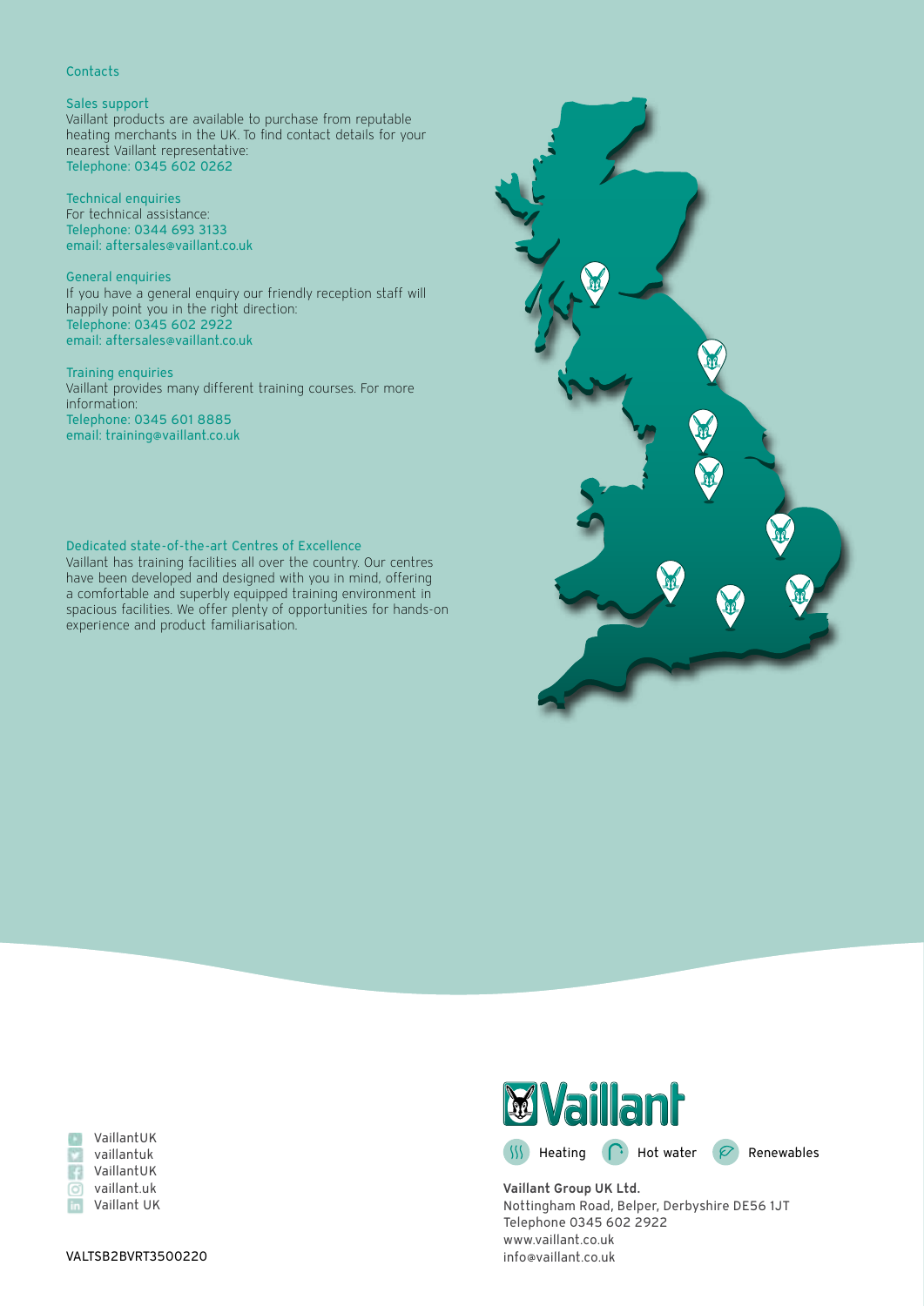## Contacts

### Sales support

Vaillant products are available to purchase from reputable heating merchants in the UK. To find contact details for your nearest Vaillant representative:
Telephone: 0345 602 0262

### Technical enquiries

For technical assistance:
Telephone: 0344 693 3133
email: aftersales@vaillant.co.uk

### General enquiries

If you have a general enquiry our friendly reception staff will happily point you in the right direction:
Telephone: 0345 602 2922
email: aftersales@vaillant.co.uk

### Training enquiries

Vaillant provides many different training courses. For more information:
Telephone: 0345 601 8885
email: training@vaillant.co.uk

### Dedicated state-of-the-art Centres of Excellence

Vaillant has training facilities all over the country. Our centres have been developed and designed with you in mind, offering a comfortable and superbly equipped training environment in spacious facilities. We offer plenty of opportunities for hands-on experience and product familiarisation.

VaillantUK
vaillantuk
VaillantUK
vaillant.uk
Vaillant UK

VALTSB2BVRT3500220

Vaillant

Heating Hot water Renewables

**Vaillant Group UK Ltd.**
Nottingham Road, Belper, Derbyshire DE56 1JT
Telephone 0345 602 2922
www.vaillant.co.uk
info@vaillant.co.uk